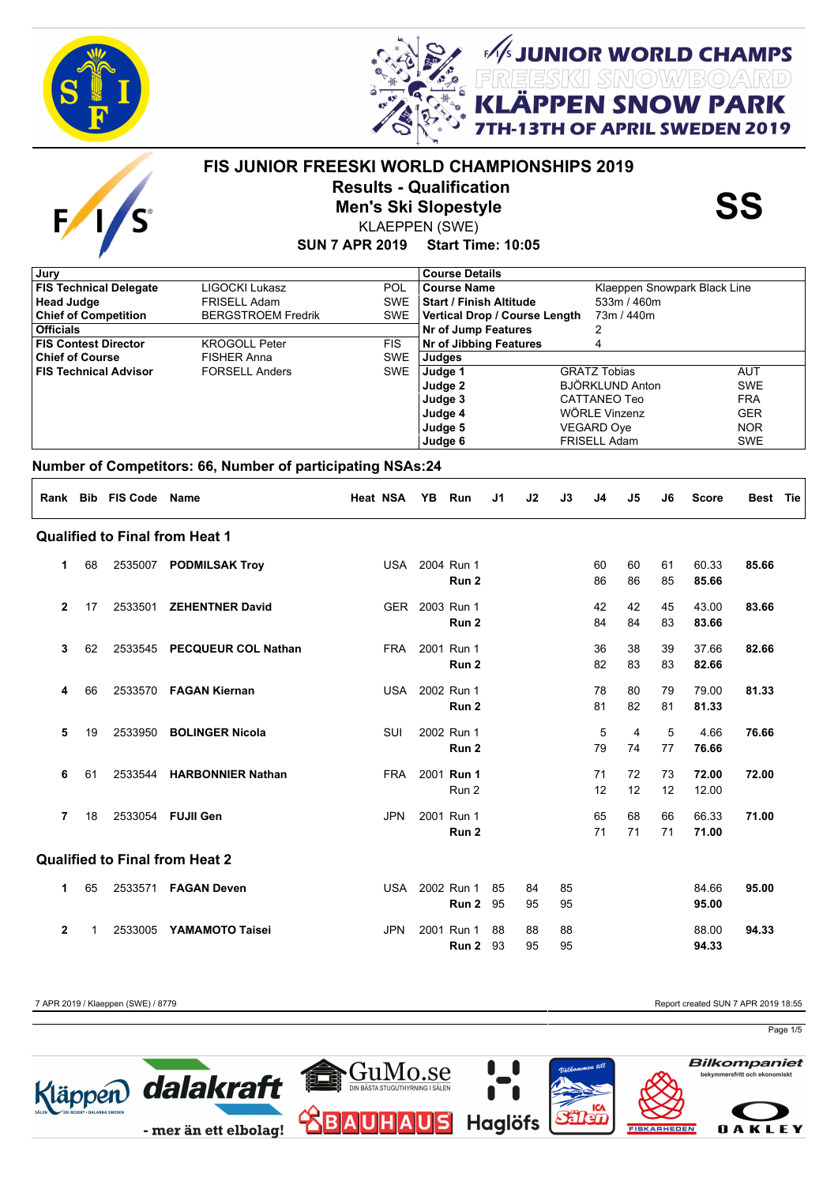# FIS JUNIOR FREESKI WORLD CHAMPIONSHIPS 2019

## Results - Qualification

## Men's Ski Slopestyle

KLAEPPEN (SWE)

**SUN 7 APR 2019 Start Time: 10:05**

**SS**

| Jury | | |
|---|---|---|
| **FIS Technical Delegate** | LIGOCKI Lukasz | POL |
| **Head Judge** | FRISELL Adam | SWE |
| **Chief of Competition** | BERGSTROEM Fredrik | SWE |
| **Officials** | | |
| **FIS Contest Director** | KROGOLL Peter | FIS |
| **Chief of Course** | FISHER Anna | SWE |
| **FIS Technical Advisor** | FORSELL Anders | SWE |

| Course Details | |
|---|---|
| **Course Name** | Klaeppen Snowpark Black Line |
| **Start / Finish Altitude** | 533m / 460m |
| **Vertical Drop / Course Length** | 73m / 440m |
| **Nr of Jump Features** | 2 |
| **Nr of Jibbing Features** | 4 |

| Judges | | |
|---|---|---|
| **Judge 1** | GRATZ Tobias | AUT |
| **Judge 2** | BJÖRKLUND Anton | SWE |
| **Judge 3** | CATTANEO Teo | FRA |
| **Judge 4** | WÖRLE Vinzenz | GER |
| **Judge 5** | VEGARD Oye | NOR |
| **Judge 6** | FRISELL Adam | SWE |

**Number of Competitors: 66, Number of participating NSAs:24**

| Rank | Bib | FIS Code | Name | Heat | NSA | YB | Run | J1 | J2 | J3 | J4 | J5 | J6 | Score | Best | Tie |
|---|---|---|---|---|---|---|---|---|---|---|---|---|---|---|---|---|
| **Qualified to Final from Heat 1** | | | | | | | | | | | | | | | | |
| 1 | 68 | 2535007 | **PODMILSAK Troy** | | USA | 2004 | Run 1 | | | | 60 | 60 | 61 | 60.33 | **85.66** | |
| | | | | | | | **Run 2** | | | | 86 | 86 | 85 | **85.66** | | |
| 2 | 17 | 2533501 | **ZEHENTNER David** | | GER | 2003 | Run 1 | | | | 42 | 42 | 45 | 43.00 | **83.66** | |
| | | | | | | | **Run 2** | | | | 84 | 84 | 83 | **83.66** | | |
| 3 | 62 | 2533545 | **PECQUEUR COL Nathan** | | FRA | 2001 | Run 1 | | | | 36 | 38 | 39 | 37.66 | **82.66** | |
| | | | | | | | **Run 2** | | | | 82 | 83 | 83 | **82.66** | | |
| 4 | 66 | 2533570 | **FAGAN Kiernan** | | USA | 2002 | Run 1 | | | | 78 | 80 | 79 | 79.00 | **81.33** | |
| | | | | | | | **Run 2** | | | | 81 | 82 | 81 | **81.33** | | |
| 5 | 19 | 2533950 | **BOLINGER Nicola** | | SUI | 2002 | Run 1 | | | | 5 | 4 | 5 | 4.66 | **76.66** | |
| | | | | | | | **Run 2** | | | | 79 | 74 | 77 | **76.66** | | |
| 6 | 61 | 2533544 | **HARBONNIER Nathan** | | FRA | 2001 | **Run 1** | | | | 71 | 72 | 73 | **72.00** | **72.00** | |
| | | | | | | | Run 2 | | | | 12 | 12 | 12 | 12.00 | | |
| 7 | 18 | 2533054 | **FUJII Gen** | | JPN | 2001 | Run 1 | | | | 65 | 68 | 66 | 66.33 | **71.00** | |
| | | | | | | | **Run 2** | | | | 71 | 71 | 71 | **71.00** | | |
| **Qualified to Final from Heat 2** | | | | | | | | | | | | | | | | |
| 1 | 65 | 2533571 | **FAGAN Deven** | | USA | 2002 | Run 1 | 85 | 84 | 85 | | | | 84.66 | **95.00** | |
| | | | | | | | **Run 2** | 95 | 95 | 95 | | | | **95.00** | | |
| 2 | 1 | 2533005 | **YAMAMOTO Taisei** | | JPN | 2001 | Run 1 | 88 | 88 | 88 | | | | 88.00 | **94.33** | |
| | | | | | | | **Run 2** | 93 | 95 | 95 | | | | **94.33** | | |

7 APR 2019 / Klaeppen (SWE) / 8779

Report created SUN 7 APR 2019 18:55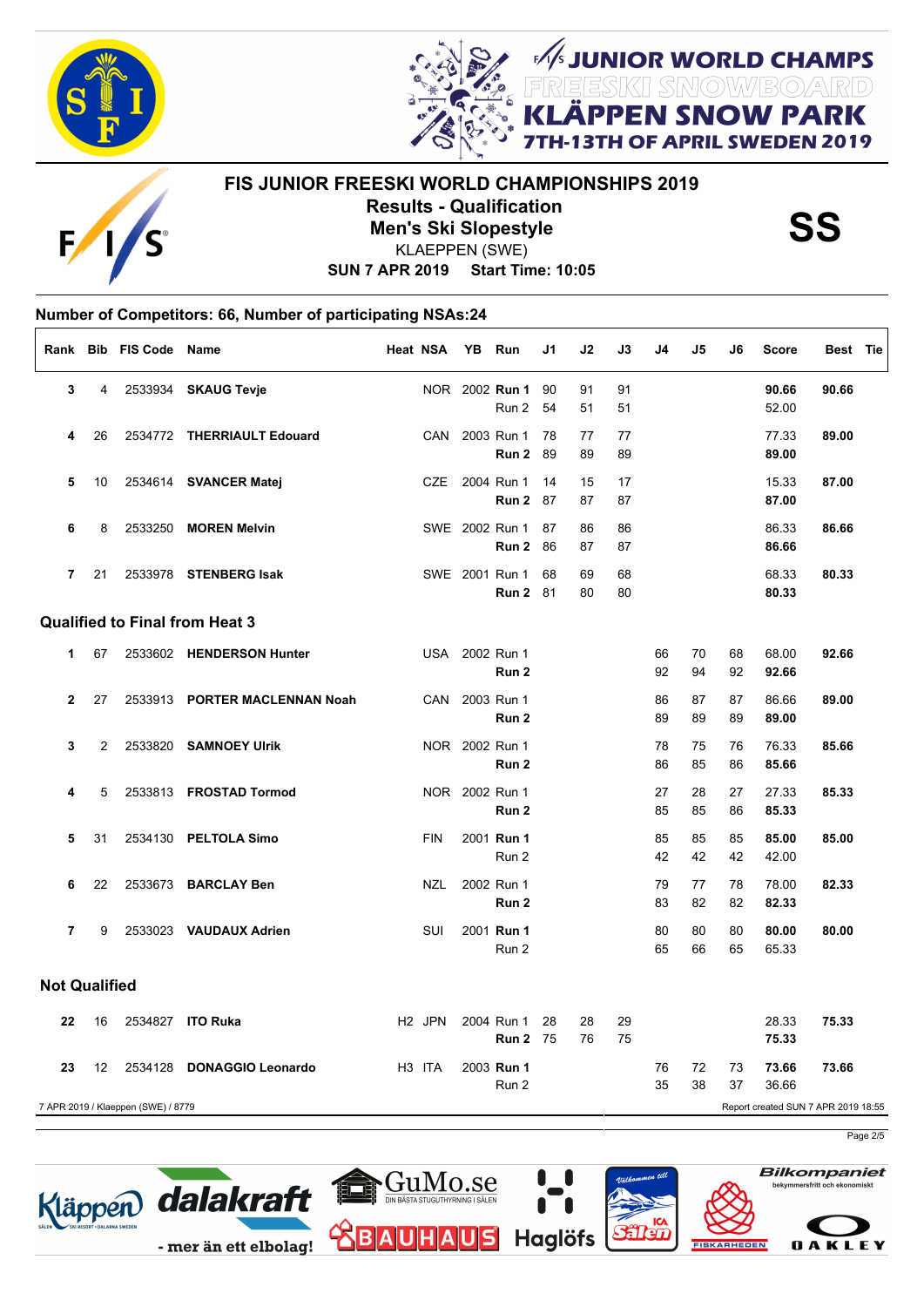# FIS JUNIOR FREESKI WORLD CHAMPIONSHIPS 2019

## Results - Qualification

## Men's Ski Slopestyle

KLAEPPEN (SWE)

**SUN 7 APR 2019 Start Time: 10:05**

**SS**

**Number of Competitors: 66, Number of participating NSAs:24**

| Rank | Bib | FIS Code | Name | Heat | NSA | YB | Run | J1 | J2 | J3 | J4 | J5 | J6 | Score | Best | Tie |
|---|---|---|---|---|---|---|---|---|---|---|---|---|---|---|---|---|
| **3** | 4 | 2533934 | **SKAUG Tevje** | | NOR | 2002 | **Run 1** | 90 | 91 | 91 | | | | **90.66** | **90.66** | |
| | | | | | | | Run 2 | 54 | 51 | 51 | | | | 52.00 | | |
| **4** | 26 | 2534772 | **THERRIAULT Edouard** | | CAN | 2003 | Run 1 | 78 | 77 | 77 | | | | 77.33 | **89.00** | |
| | | | | | | | **Run 2** | 89 | 89 | 89 | | | | **89.00** | | |
| **5** | 10 | 2534614 | **SVANCER Matej** | | CZE | 2004 | Run 1 | 14 | 15 | 17 | | | | 15.33 | **87.00** | |
| | | | | | | | **Run 2** | 87 | 87 | 87 | | | | **87.00** | | |
| **6** | 8 | 2533250 | **MOREN Melvin** | | SWE | 2002 | Run 1 | 87 | 86 | 86 | | | | 86.33 | **86.66** | |
| | | | | | | | **Run 2** | 86 | 87 | 87 | | | | **86.66** | | |
| **7** | 21 | 2533978 | **STENBERG Isak** | | SWE | 2001 | Run 1 | 68 | 69 | 68 | | | | 68.33 | **80.33** | |
| | | | | | | | **Run 2** | 81 | 80 | 80 | | | | **80.33** | | |
| **Qualified to Final from Heat 3** | | | | | | | | | | | | | | | | |
| **1** | 67 | 2533602 | **HENDERSON Hunter** | | USA | 2002 | Run 1 | | | | 66 | 70 | 68 | 68.00 | **92.66** | |
| | | | | | | | **Run 2** | | | | 92 | 94 | 92 | **92.66** | | |
| **2** | 27 | 2533913 | **PORTER MACLENNAN Noah** | | CAN | 2003 | Run 1 | | | | 86 | 87 | 87 | 86.66 | **89.00** | |
| | | | | | | | **Run 2** | | | | 89 | 89 | 89 | **89.00** | | |
| **3** | 2 | 2533820 | **SAMNOEY Ulrik** | | NOR | 2002 | Run 1 | | | | 78 | 75 | 76 | 76.33 | **85.66** | |
| | | | | | | | **Run 2** | | | | 86 | 85 | 86 | **85.66** | | |
| **4** | 5 | 2533813 | **FROSTAD Tormod** | | NOR | 2002 | Run 1 | | | | 27 | 28 | 27 | 27.33 | **85.33** | |
| | | | | | | | **Run 2** | | | | 85 | 85 | 86 | **85.33** | | |
| **5** | 31 | 2534130 | **PELTOLA Simo** | | FIN | 2001 | **Run 1** | | | | 85 | 85 | 85 | **85.00** | **85.00** | |
| | | | | | | | Run 2 | | | | 42 | 42 | 42 | 42.00 | | |
| **6** | 22 | 2533673 | **BARCLAY Ben** | | NZL | 2002 | Run 1 | | | | 79 | 77 | 78 | 78.00 | **82.33** | |
| | | | | | | | **Run 2** | | | | 83 | 82 | 82 | **82.33** | | |
| **7** | 9 | 2533023 | **VAUDAUX Adrien** | | SUI | 2001 | **Run 1** | | | | 80 | 80 | 80 | **80.00** | **80.00** | |
| | | | | | | | Run 2 | | | | 65 | 66 | 65 | 65.33 | | |
| **Not Qualified** | | | | | | | | | | | | | | | | |
| **22** | 16 | 2534827 | **ITO Ruka** | H2 | JPN | 2004 | Run 1 | 28 | 28 | 29 | | | | 28.33 | **75.33** | |
| | | | | | | | **Run 2** | 75 | 76 | 75 | | | | **75.33** | | |
| **23** | 12 | 2534128 | **DONAGGIO Leonardo** | H3 | ITA | 2003 | **Run 1** | | | | 76 | 72 | 73 | **73.66** | **73.66** | |
| | | | | | | | Run 2 | | | | 35 | 38 | 37 | 36.66 | | |

7 APR 2019 / Klaeppen (SWE) / 8779 — Report created SUN 7 APR 2019 18:55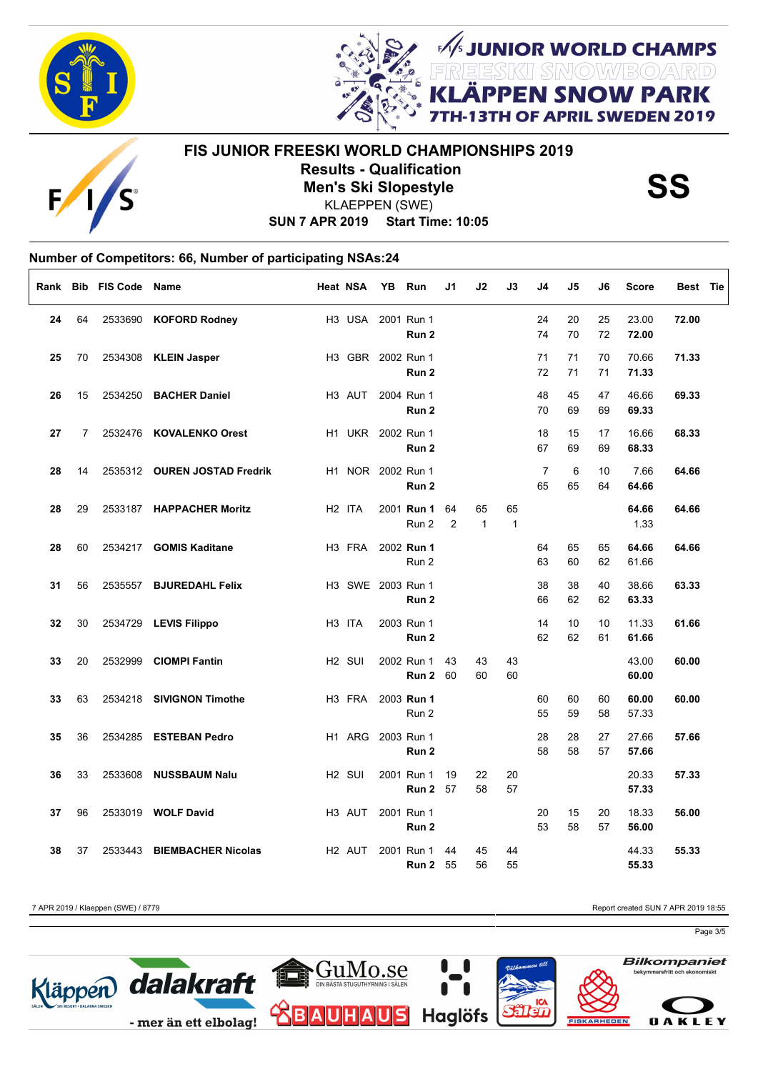# FIS JUNIOR FREESKI WORLD CHAMPIONSHIPS 2019

## Results - Qualification

## Men's Ski Slopestyle

**SS**

KLAEPPEN (SWE)

**SUN 7 APR 2019 Start Time: 10:05**

### Number of Competitors: 66, Number of participating NSAs:24

| Rank | Bib | FIS Code | Name | Heat | NSA | YB | Run | J1 | J2 | J3 | J4 | J5 | J6 | Score | Best | Tie |
|---|---|---|---|---|---|---|---|---|---|---|---|---|---|---|---|---|
| **24** | 64 | 2533690 | **KOFORD Rodney** | H3 | USA | 2001 | Run 1 | | | | 24 | 20 | 25 | 23.00 | **72.00** | |
| | | | | | | | **Run 2** | | | | 74 | 70 | 72 | **72.00** | | |
| **25** | 70 | 2534308 | **KLEIN Jasper** | H3 | GBR | 2002 | Run 1 | | | | 71 | 71 | 70 | 70.66 | **71.33** | |
| | | | | | | | **Run 2** | | | | 72 | 71 | 71 | **71.33** | | |
| **26** | 15 | 2534250 | **BACHER Daniel** | H3 | AUT | 2004 | Run 1 | | | | 48 | 45 | 47 | 46.66 | **69.33** | |
| | | | | | | | **Run 2** | | | | 70 | 69 | 69 | **69.33** | | |
| **27** | 7 | 2532476 | **KOVALENKO Orest** | H1 | UKR | 2002 | Run 1 | | | | 18 | 15 | 17 | 16.66 | **68.33** | |
| | | | | | | | **Run 2** | | | | 67 | 69 | 69 | **68.33** | | |
| **28** | 14 | 2535312 | **OUREN JOSTAD Fredrik** | H1 | NOR | 2002 | Run 1 | | | | 7 | 6 | 10 | 7.66 | **64.66** | |
| | | | | | | | **Run 2** | | | | 65 | 65 | 64 | **64.66** | | |
| **28** | 29 | 2533187 | **HAPPACHER Moritz** | H2 | ITA | 2001 | **Run 1** | 64 | 65 | 65 | | | | **64.66** | **64.66** | |
| | | | | | | | Run 2 | 2 | 1 | 1 | | | | 1.33 | | |
| **28** | 60 | 2534217 | **GOMIS Kaditane** | H3 | FRA | 2002 | **Run 1** | | | | 64 | 65 | 65 | **64.66** | **64.66** | |
| | | | | | | | Run 2 | | | | 63 | 60 | 62 | 61.66 | | |
| **31** | 56 | 2535557 | **BJUREDAHL Felix** | H3 | SWE | 2003 | Run 1 | | | | 38 | 38 | 40 | 38.66 | **63.33** | |
| | | | | | | | **Run 2** | | | | 66 | 62 | 62 | **63.33** | | |
| **32** | 30 | 2534729 | **LEVIS Filippo** | H3 | ITA | 2003 | Run 1 | | | | 14 | 10 | 10 | 11.33 | **61.66** | |
| | | | | | | | **Run 2** | | | | 62 | 62 | 61 | **61.66** | | |
| **33** | 20 | 2532999 | **CIOMPI Fantin** | H2 | SUI | 2002 | Run 1 | 43 | 43 | 43 | | | | 43.00 | **60.00** | |
| | | | | | | | **Run 2** | 60 | 60 | 60 | | | | **60.00** | | |
| **33** | 63 | 2534218 | **SIVIGNON Timothe** | H3 | FRA | 2003 | **Run 1** | | | | 60 | 60 | 60 | **60.00** | **60.00** | |
| | | | | | | | Run 2 | | | | 55 | 59 | 58 | 57.33 | | |
| **35** | 36 | 2534285 | **ESTEBAN Pedro** | H1 | ARG | 2003 | Run 1 | | | | 28 | 28 | 27 | 27.66 | **57.66** | |
| | | | | | | | **Run 2** | | | | 58 | 58 | 57 | **57.66** | | |
| **36** | 33 | 2533608 | **NUSSBAUM Nalu** | H2 | SUI | 2001 | Run 1 | 19 | 22 | 20 | | | | 20.33 | **57.33** | |
| | | | | | | | **Run 2** | 57 | 58 | 57 | | | | **57.33** | | |
| **37** | 96 | 2533019 | **WOLF David** | H3 | AUT | 2001 | Run 1 | | | | 20 | 15 | 20 | 18.33 | **56.00** | |
| | | | | | | | **Run 2** | | | | 53 | 58 | 57 | **56.00** | | |
| **38** | 37 | 2533443 | **BIEMBACHER Nicolas** | H2 | AUT | 2001 | Run 1 | 44 | 45 | 44 | | | | 44.33 | **55.33** | |
| | | | | | | | **Run 2** | 55 | 56 | 55 | | | | **55.33** | | |

7 APR 2019 / Klaeppen (SWE) / 8779

Report created SUN 7 APR 2019 18:55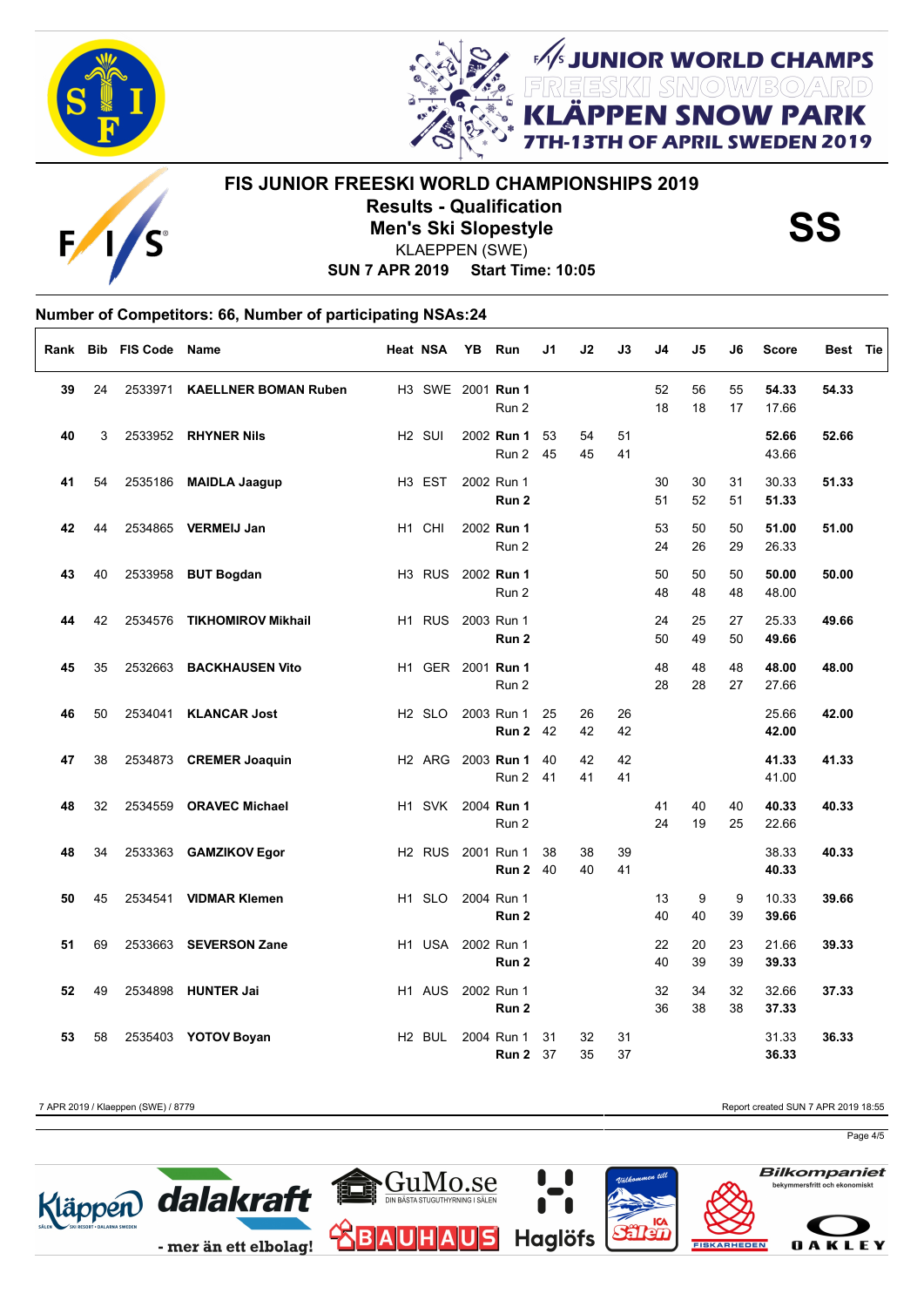# FIS JUNIOR FREESKI WORLD CHAMPIONSHIPS 2019

## Results - Qualification
## Men's Ski Slopestyle

**SS**

KLAEPPEN (SWE)

**SUN 7 APR 2019 Start Time: 10:05**

### Number of Competitors: 66, Number of participating NSAs:24

| Rank | Bib | FIS Code | Name | Heat | NSA | YB | Run | J1 | J2 | J3 | J4 | J5 | J6 | Score | Best | Tie |
|---|---|---|---|---|---|---|---|---|---|---|---|---|---|---|---|---|
| **39** | 24 | 2533971 | **KAELLNER BOMAN Ruben** | H3 | SWE | 2001 | **Run 1** | | | | 52 | 56 | 55 | **54.33** | **54.33** | |
| | | | | | | | Run 2 | | | | 18 | 18 | 17 | 17.66 | | |
| **40** | 3 | 2533952 | **RHYNER Nils** | H2 | SUI | 2002 | **Run 1** | 53 | 54 | 51 | | | | **52.66** | **52.66** | |
| | | | | | | | Run 2 | 45 | 45 | 41 | | | | 43.66 | | |
| **41** | 54 | 2535186 | **MAIDLA Jaagup** | H3 | EST | 2002 | Run 1 | | | | 30 | 30 | 31 | 30.33 | **51.33** | |
| | | | | | | | **Run 2** | | | | 51 | 52 | 51 | **51.33** | | |
| **42** | 44 | 2534865 | **VERMEIJ Jan** | H1 | CHI | 2002 | **Run 1** | | | | 53 | 50 | 50 | **51.00** | **51.00** | |
| | | | | | | | Run 2 | | | | 24 | 26 | 29 | 26.33 | | |
| **43** | 40 | 2533958 | **BUT Bogdan** | H3 | RUS | 2002 | **Run 1** | | | | 50 | 50 | 50 | **50.00** | **50.00** | |
| | | | | | | | Run 2 | | | | 48 | 48 | 48 | 48.00 | | |
| **44** | 42 | 2534576 | **TIKHOMIROV Mikhail** | H1 | RUS | 2003 | Run 1 | | | | 24 | 25 | 27 | 25.33 | **49.66** | |
| | | | | | | | **Run 2** | | | | 50 | 49 | 50 | **49.66** | | |
| **45** | 35 | 2532663 | **BACKHAUSEN Vito** | H1 | GER | 2001 | **Run 1** | | | | 48 | 48 | 48 | **48.00** | **48.00** | |
| | | | | | | | Run 2 | | | | 28 | 28 | 27 | 27.66 | | |
| **46** | 50 | 2534041 | **KLANCAR Jost** | H2 | SLO | 2003 | Run 1 | 25 | 26 | 26 | | | | 25.66 | **42.00** | |
| | | | | | | | **Run 2** | 42 | 42 | 42 | | | | **42.00** | | |
| **47** | 38 | 2534873 | **CREMER Joaquin** | H2 | ARG | 2003 | **Run 1** | 40 | 42 | 42 | | | | **41.33** | **41.33** | |
| | | | | | | | Run 2 | 41 | 41 | 41 | | | | 41.00 | | |
| **48** | 32 | 2534559 | **ORAVEC Michael** | H1 | SVK | 2004 | **Run 1** | | | | 41 | 40 | 40 | **40.33** | **40.33** | |
| | | | | | | | Run 2 | | | | 24 | 19 | 25 | 22.66 | | |
| **48** | 34 | 2533363 | **GAMZIKOV Egor** | H2 | RUS | 2001 | Run 1 | 38 | 38 | 39 | | | | 38.33 | **40.33** | |
| | | | | | | | **Run 2** | 40 | 40 | 41 | | | | **40.33** | | |
| **50** | 45 | 2534541 | **VIDMAR Klemen** | H1 | SLO | 2004 | Run 1 | | | | 13 | 9 | 9 | 10.33 | **39.66** | |
| | | | | | | | **Run 2** | | | | 40 | 40 | 39 | **39.66** | | |
| **51** | 69 | 2533663 | **SEVERSON Zane** | H1 | USA | 2002 | Run 1 | | | | 22 | 20 | 23 | 21.66 | **39.33** | |
| | | | | | | | **Run 2** | | | | 40 | 39 | 39 | **39.33** | | |
| **52** | 49 | 2534898 | **HUNTER Jai** | H1 | AUS | 2002 | Run 1 | | | | 32 | 34 | 32 | 32.66 | **37.33** | |
| | | | | | | | **Run 2** | | | | 36 | 38 | 38 | **37.33** | | |
| **53** | 58 | 2535403 | **YOTOV Boyan** | H2 | BUL | 2004 | Run 1 | 31 | 32 | 31 | | | | 31.33 | **36.33** | |
| | | | | | | | **Run 2** | 37 | 35 | 37 | | | | **36.33** | | |

7 APR 2019 / Klaeppen (SWE) / 8779 Report created SUN 7 APR 2019 18:55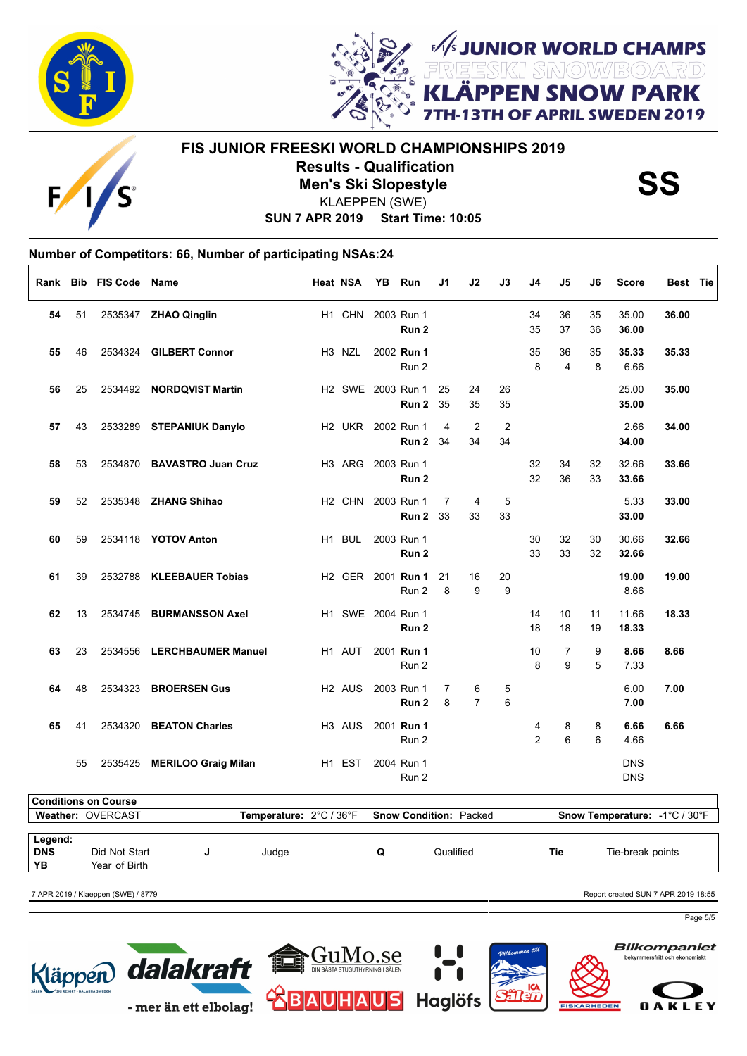# FIS JUNIOR FREESKI WORLD CHAMPIONSHIPS 2019

## Results - Qualification

## Men's Ski Slopestyle

KLAEPPEN (SWE)

**SUN 7 APR 2019 Start Time: 10:05**

**SS**

JUNIOR WORLD CHAMPS FREESKI SNOWBOARD KLÄPPEN SNOW PARK 7TH-13TH OF APRIL SWEDEN 2019

### Number of Competitors: 66, Number of participating NSAs:24

| Rank | Bib | FIS Code | Name | Heat | NSA | YB | Run | J1 | J2 | J3 | J4 | J5 | J6 | Score | Best | Tie |
|---|---|---|---|---|---|---|---|---|---|---|---|---|---|---|---|---|
| **54** | 51 | 2535347 | **ZHAO Qinglin** | H1 | CHN | 2003 | Run 1 | | | | 34 | 36 | 35 | 35.00 | **36.00** | |
| | | | | | | | **Run 2** | | | | 35 | 37 | 36 | **36.00** | | |
| **55** | 46 | 2534324 | **GILBERT Connor** | H3 | NZL | 2002 | **Run 1** | | | | 35 | 36 | 35 | **35.33** | **35.33** | |
| | | | | | | | Run 2 | | | | 8 | 4 | 8 | 6.66 | | |
| **56** | 25 | 2534492 | **NORDQVIST Martin** | H2 | SWE | 2003 | Run 1 | 25 | 24 | 26 | | | | 25.00 | **35.00** | |
| | | | | | | | **Run 2** | 35 | 35 | 35 | | | | **35.00** | | |
| **57** | 43 | 2533289 | **STEPANIUK Danylo** | H2 | UKR | 2002 | Run 1 | 4 | 2 | 2 | | | | 2.66 | **34.00** | |
| | | | | | | | **Run 2** | 34 | 34 | 34 | | | | **34.00** | | |
| **58** | 53 | 2534870 | **BAVASTRO Juan Cruz** | H3 | ARG | 2003 | Run 1 | | | | 32 | 34 | 32 | 32.66 | **33.66** | |
| | | | | | | | **Run 2** | | | | 32 | 36 | 33 | **33.66** | | |
| **59** | 52 | 2535348 | **ZHANG Shihao** | H2 | CHN | 2003 | Run 1 | 7 | 4 | 5 | | | | 5.33 | **33.00** | |
| | | | | | | | **Run 2** | 33 | 33 | 33 | | | | **33.00** | | |
| **60** | 59 | 2534118 | **YOTOV Anton** | H1 | BUL | 2003 | Run 1 | | | | 30 | 32 | 30 | 30.66 | **32.66** | |
| | | | | | | | **Run 2** | | | | 33 | 33 | 32 | **32.66** | | |
| **61** | 39 | 2532788 | **KLEEBAUER Tobias** | H2 | GER | 2001 | **Run 1** | 21 | 16 | 20 | | | | **19.00** | **19.00** | |
| | | | | | | | Run 2 | 8 | 9 | 9 | | | | 8.66 | | |
| **62** | 13 | 2534745 | **BURMANSSON Axel** | H1 | SWE | 2004 | Run 1 | | | | 14 | 10 | 11 | 11.66 | **18.33** | |
| | | | | | | | **Run 2** | | | | 18 | 18 | 19 | **18.33** | | |
| **63** | 23 | 2534556 | **LERCHBAUMER Manuel** | H1 | AUT | 2001 | **Run 1** | | | | 10 | 7 | 9 | **8.66** | **8.66** | |
| | | | | | | | Run 2 | | | | 8 | 9 | 5 | 7.33 | | |
| **64** | 48 | 2534323 | **BROERSEN Gus** | H2 | AUS | 2003 | Run 1 | 7 | 6 | 5 | | | | 6.00 | **7.00** | |
| | | | | | | | **Run 2** | 8 | 7 | 6 | | | | **7.00** | | |
| **65** | 41 | 2534320 | **BEATON Charles** | H3 | AUS | 2001 | **Run 1** | | | | 4 | 8 | 8 | **6.66** | **6.66** | |
| | | | | | | | Run 2 | | | | 2 | 6 | 6 | 4.66 | | |
| | 55 | 2535425 | **MERILOO Graig Milan** | H1 | EST | 2004 | Run 1 | | | | | | | DNS | | |
| | | | | | | | Run 2 | | | | | | | DNS | | |

**Conditions on Course**

**Weather:** OVERCAST **Temperature:** 2°C / 36°F **Snow Condition:** Packed **Snow Temperature:** -1°C / 30°F

**Legend:**

| | | | | | | | |
|---|---|---|---|---|---|---|---|
| **DNS** | Did Not Start | **J** | Judge | **Q** | Qualified | **Tie** | Tie-break points |
| **YB** | Year of Birth | | | | | | |

7 APR 2019 / Klaeppen (SWE) / 8779

Report created SUN 7 APR 2019 18:55